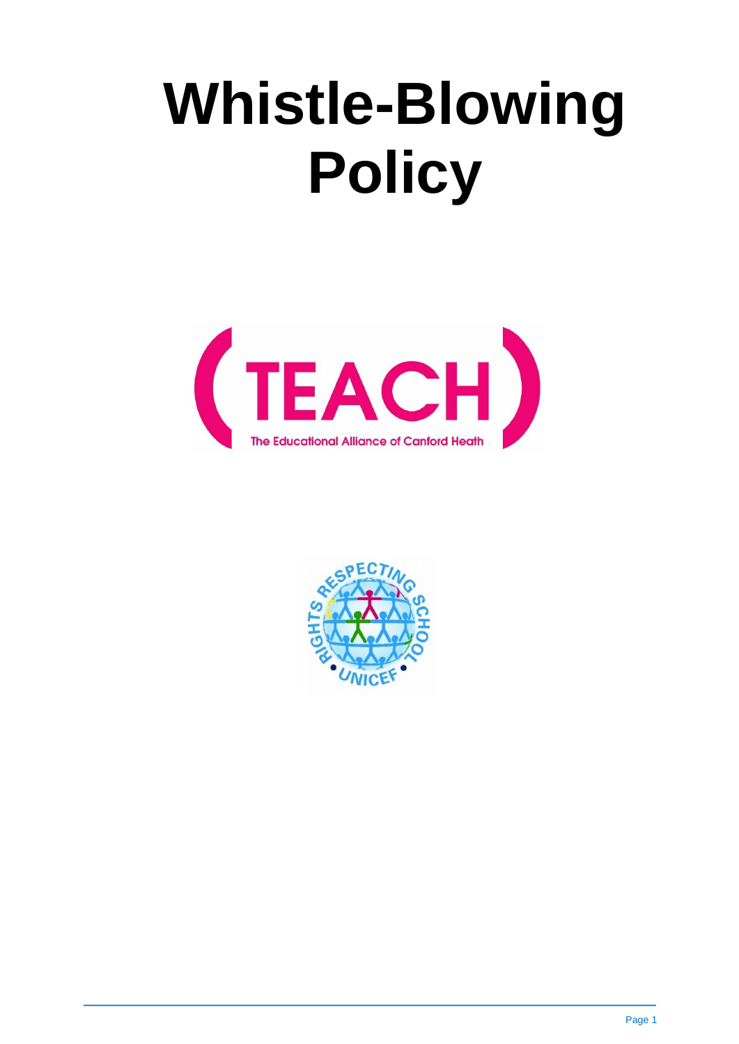# Whistle-Blowing Policy

TEACH

The Educational Alliance of Canford Heath

RIGHTS RESPECTING SCHOOL • UNICEF •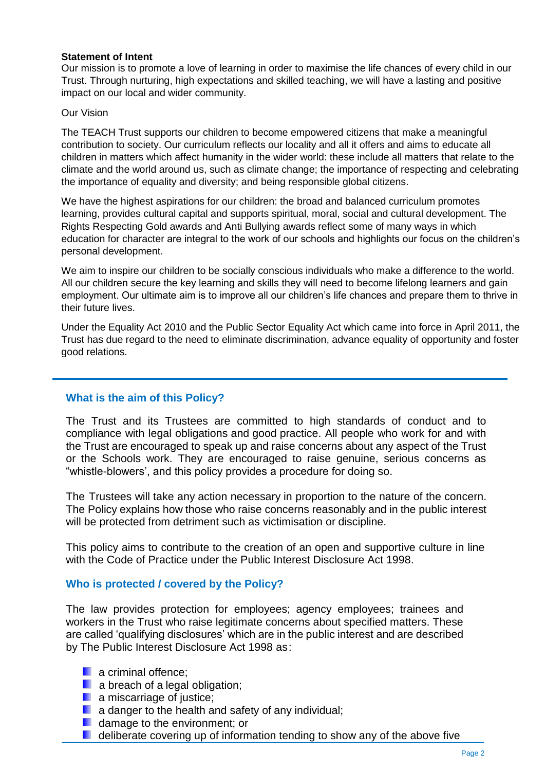**Statement of Intent**

Our mission is to promote a love of learning in order to maximise the life chances of every child in our Trust. Through nurturing, high expectations and skilled teaching, we will have a lasting and positive impact on our local and wider community.

Our Vision

The TEACH Trust supports our children to become empowered citizens that make a meaningful contribution to society. Our curriculum reflects our locality and all it offers and aims to educate all children in matters which affect humanity in the wider world: these include all matters that relate to the climate and the world around us, such as climate change; the importance of respecting and celebrating the importance of equality and diversity; and being responsible global citizens.

We have the highest aspirations for our children: the broad and balanced curriculum promotes learning, provides cultural capital and supports spiritual, moral, social and cultural development. The Rights Respecting Gold awards and Anti Bullying awards reflect some of many ways in which education for character are integral to the work of our schools and highlights our focus on the children's personal development.

We aim to inspire our children to be socially conscious individuals who make a difference to the world. All our children secure the key learning and skills they will need to become lifelong learners and gain employment. Our ultimate aim is to improve all our children's life chances and prepare them to thrive in their future lives.

Under the Equality Act 2010 and the Public Sector Equality Act which came into force in April 2011, the Trust has due regard to the need to eliminate discrimination, advance equality of opportunity and foster good relations.

---

## What is the aim of this Policy?

The Trust and its Trustees are committed to high standards of conduct and to compliance with legal obligations and good practice. All people who work for and with the Trust are encouraged to speak up and raise concerns about any aspect of the Trust or the Schools work. They are encouraged to raise genuine, serious concerns as "whistle-blowers', and this policy provides a procedure for doing so.

The Trustees will take any action necessary in proportion to the nature of the concern. The Policy explains how those who raise concerns reasonably and in the public interest will be protected from detriment such as victimisation or discipline.

This policy aims to contribute to the creation of an open and supportive culture in line with the Code of Practice under the Public Interest Disclosure Act 1998.

## Who is protected / covered by the Policy?

The law provides protection for employees; agency employees; trainees and workers in the Trust who raise legitimate concerns about specified matters. These are called 'qualifying disclosures' which are in the public interest and are described by The Public Interest Disclosure Act 1998 as:

- a criminal offence;
- a breach of a legal obligation;
- a miscarriage of justice;
- a danger to the health and safety of any individual;
- damage to the environment; or
- deliberate covering up of information tending to show any of the above five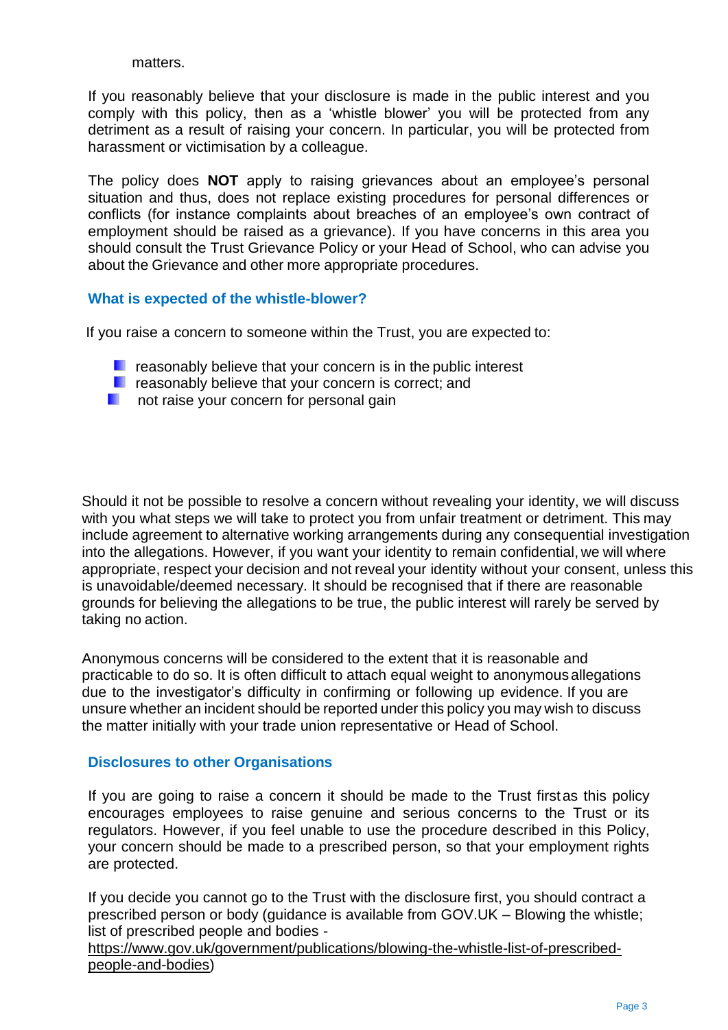matters.

If you reasonably believe that your disclosure is made in the public interest and you comply with this policy, then as a 'whistle blower' you will be protected from any detriment as a result of raising your concern. In particular, you will be protected from harassment or victimisation by a colleague.

The policy does **NOT** apply to raising grievances about an employee's personal situation and thus, does not replace existing procedures for personal differences or conflicts (for instance complaints about breaches of an employee's own contract of employment should be raised as a grievance). If you have concerns in this area you should consult the Trust Grievance Policy or your Head of School, who can advise you about the Grievance and other more appropriate procedures.

### What is expected of the whistle-blower?

If you raise a concern to someone within the Trust, you are expected to:

- reasonably believe that your concern is in the public interest
- reasonably believe that your concern is correct; and
- not raise your concern for personal gain

Should it not be possible to resolve a concern without revealing your identity, we will discuss with you what steps we will take to protect you from unfair treatment or detriment. This may include agreement to alternative working arrangements during any consequential investigation into the allegations. However, if you want your identity to remain confidential, we will where appropriate, respect your decision and not reveal your identity without your consent, unless this is unavoidable/deemed necessary. It should be recognised that if there are reasonable grounds for believing the allegations to be true, the public interest will rarely be served by taking no action.

Anonymous concerns will be considered to the extent that it is reasonable and practicable to do so. It is often difficult to attach equal weight to anonymous allegations due to the investigator's difficulty in confirming or following up evidence. If you are unsure whether an incident should be reported under this policy you may wish to discuss the matter initially with your trade union representative or Head of School.

### Disclosures to other Organisations

If you are going to raise a concern it should be made to the Trust first as this policy encourages employees to raise genuine and serious concerns to the Trust or its regulators. However, if you feel unable to use the procedure described in this Policy, your concern should be made to a prescribed person, so that your employment rights are protected.

If you decide you cannot go to the Trust with the disclosure first, you should contract a prescribed person or body (guidance is available from GOV.UK – Blowing the whistle; list of prescribed people and bodies - https://www.gov.uk/government/publications/blowing-the-whistle-list-of-prescribed-people-and-bodies)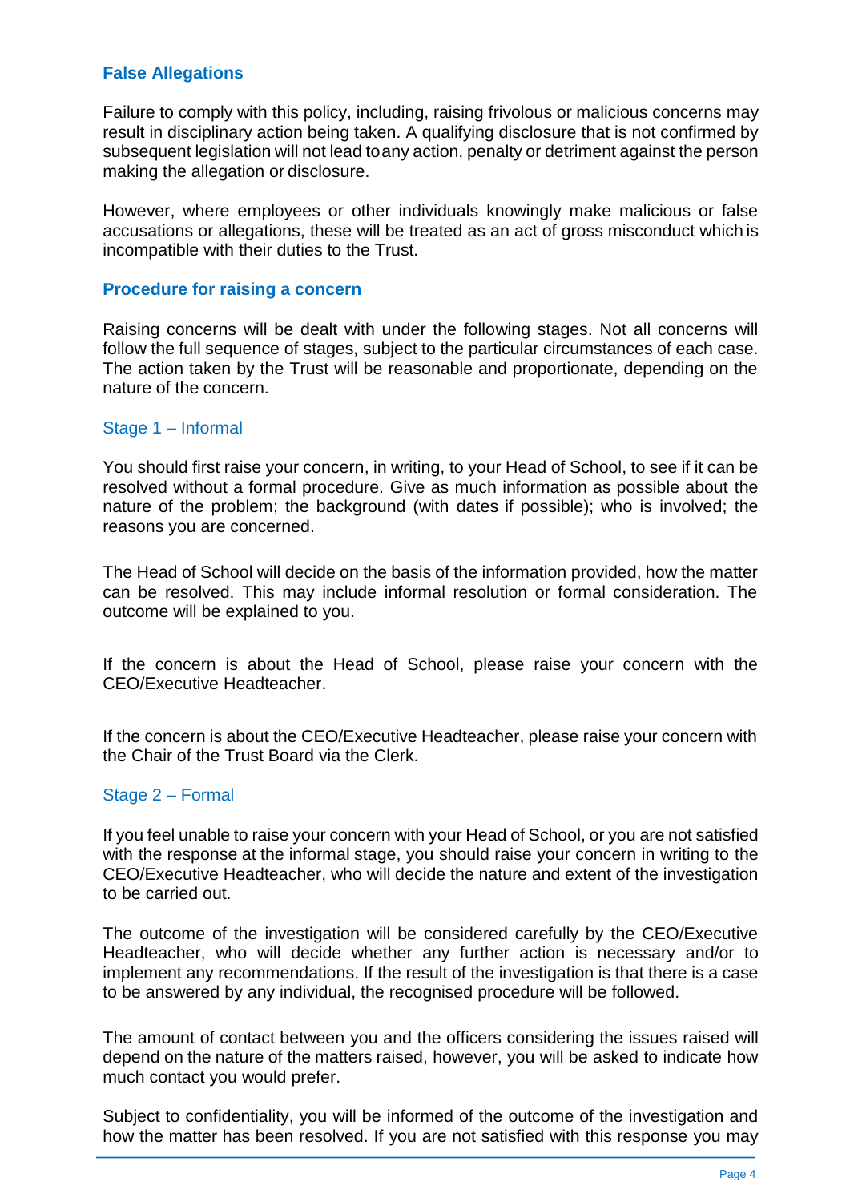## False Allegations

Failure to comply with this policy, including, raising frivolous or malicious concerns may result in disciplinary action being taken. A qualifying disclosure that is not confirmed by subsequent legislation will not lead to any action, penalty or detriment against the person making the allegation or disclosure.

However, where employees or other individuals knowingly make malicious or false accusations or allegations, these will be treated as an act of gross misconduct which is incompatible with their duties to the Trust.

## Procedure for raising a concern

Raising concerns will be dealt with under the following stages. Not all concerns will follow the full sequence of stages, subject to the particular circumstances of each case. The action taken by the Trust will be reasonable and proportionate, depending on the nature of the concern.

### Stage 1 – Informal

You should first raise your concern, in writing, to your Head of School, to see if it can be resolved without a formal procedure. Give as much information as possible about the nature of the problem; the background (with dates if possible); who is involved; the reasons you are concerned.

The Head of School will decide on the basis of the information provided, how the matter can be resolved. This may include informal resolution or formal consideration. The outcome will be explained to you.

If the concern is about the Head of School, please raise your concern with the CEO/Executive Headteacher.

If the concern is about the CEO/Executive Headteacher, please raise your concern with the Chair of the Trust Board via the Clerk.

### Stage 2 – Formal

If you feel unable to raise your concern with your Head of School, or you are not satisfied with the response at the informal stage, you should raise your concern in writing to the CEO/Executive Headteacher, who will decide the nature and extent of the investigation to be carried out.

The outcome of the investigation will be considered carefully by the CEO/Executive Headteacher, who will decide whether any further action is necessary and/or to implement any recommendations. If the result of the investigation is that there is a case to be answered by any individual, the recognised procedure will be followed.

The amount of contact between you and the officers considering the issues raised will depend on the nature of the matters raised, however, you will be asked to indicate how much contact you would prefer.

Subject to confidentiality, you will be informed of the outcome of the investigation and how the matter has been resolved. If you are not satisfied with this response you may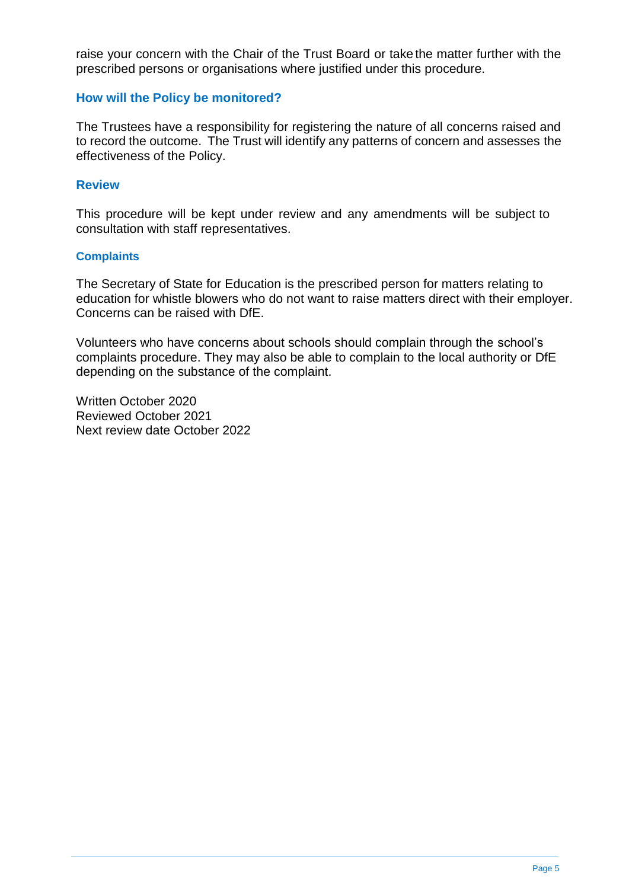raise your concern with the Chair of the Trust Board or take the matter further with the prescribed persons or organisations where justified under this procedure.

## How will the Policy be monitored?

The Trustees have a responsibility for registering the nature of all concerns raised and to record the outcome. The Trust will identify any patterns of concern and assesses the effectiveness of the Policy.

## Review

This procedure will be kept under review and any amendments will be subject to consultation with staff representatives.

### Complaints

The Secretary of State for Education is the prescribed person for matters relating to education for whistle blowers who do not want to raise matters direct with their employer. Concerns can be raised with DfE.

Volunteers who have concerns about schools should complain through the school's complaints procedure. They may also be able to complain to the local authority or DfE depending on the substance of the complaint.

Written October 2020
Reviewed October 2021
Next review date October 2022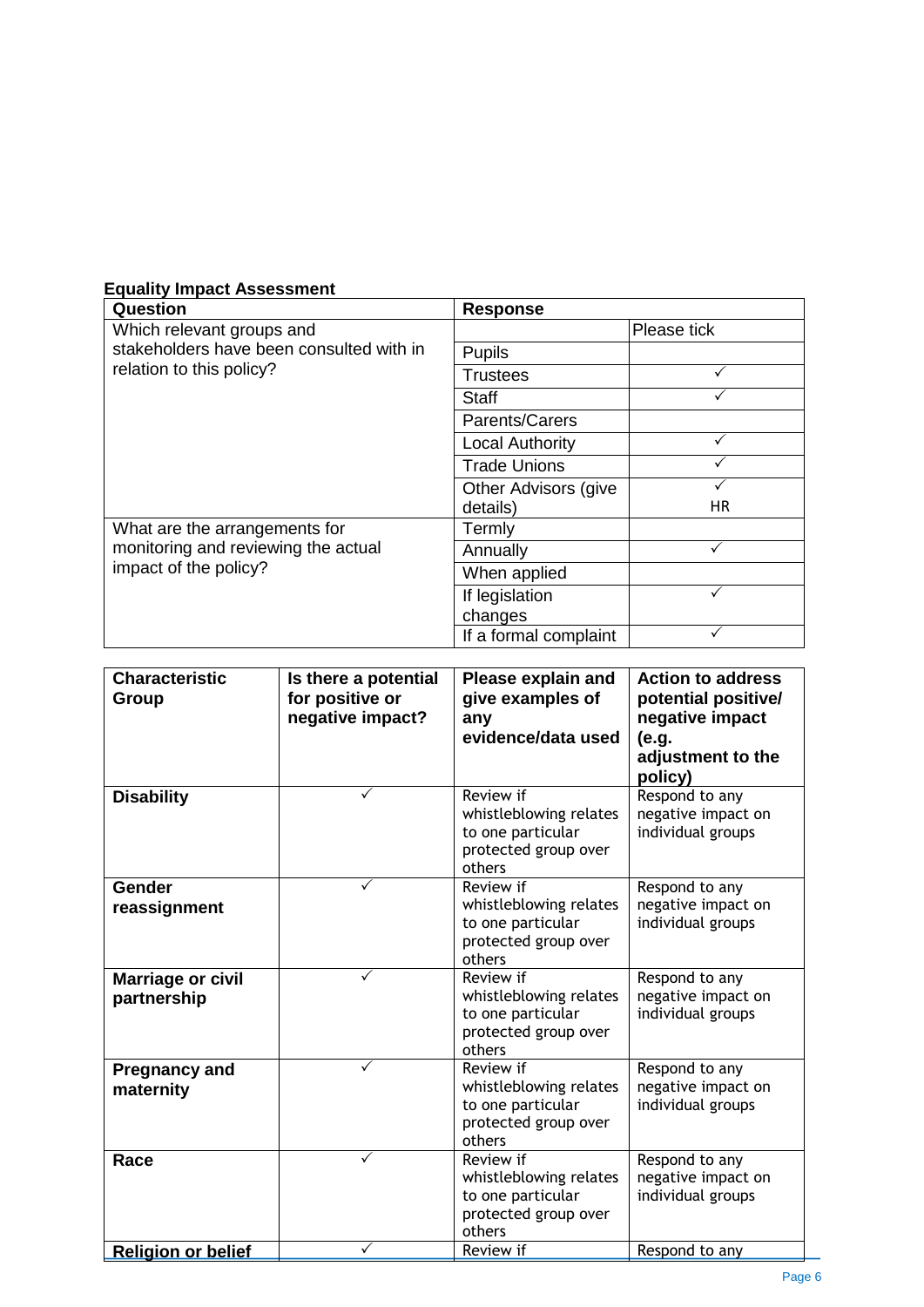**Equality Impact Assessment**

| Question | Response | |
|---|---|---|
| Which relevant groups and stakeholders have been consulted with in relation to this policy? | | Please tick |
| | Pupils | |
| | Trustees | ✓ |
| | Staff | ✓ |
| | Parents/Carers | |
| | Local Authority | ✓ |
| | Trade Unions | ✓ |
| | Other Advisors (give details) | ✓ HR |
| What are the arrangements for monitoring and reviewing the actual impact of the policy? | Termly | |
| | Annually | ✓ |
| | When applied | |
| | If legislation changes | ✓ |
| | If a formal complaint | ✓ |

| Characteristic Group | Is there a potential for positive or negative impact? | Please explain and give examples of any evidence/data used | Action to address potential positive/ negative impact (e.g. adjustment to the policy) |
|---|---|---|---|
| **Disability** | ✓ | Review if whistleblowing relates to one particular protected group over others | Respond to any negative impact on individual groups |
| **Gender reassignment** | ✓ | Review if whistleblowing relates to one particular protected group over others | Respond to any negative impact on individual groups |
| **Marriage or civil partnership** | ✓ | Review if whistleblowing relates to one particular protected group over others | Respond to any negative impact on individual groups |
| **Pregnancy and maternity** | ✓ | Review if whistleblowing relates to one particular protected group over others | Respond to any negative impact on individual groups |
| **Race** | ✓ | Review if whistleblowing relates to one particular protected group over others | Respond to any negative impact on individual groups |
| **Religion or belief** | ✓ | Review if | Respond to any |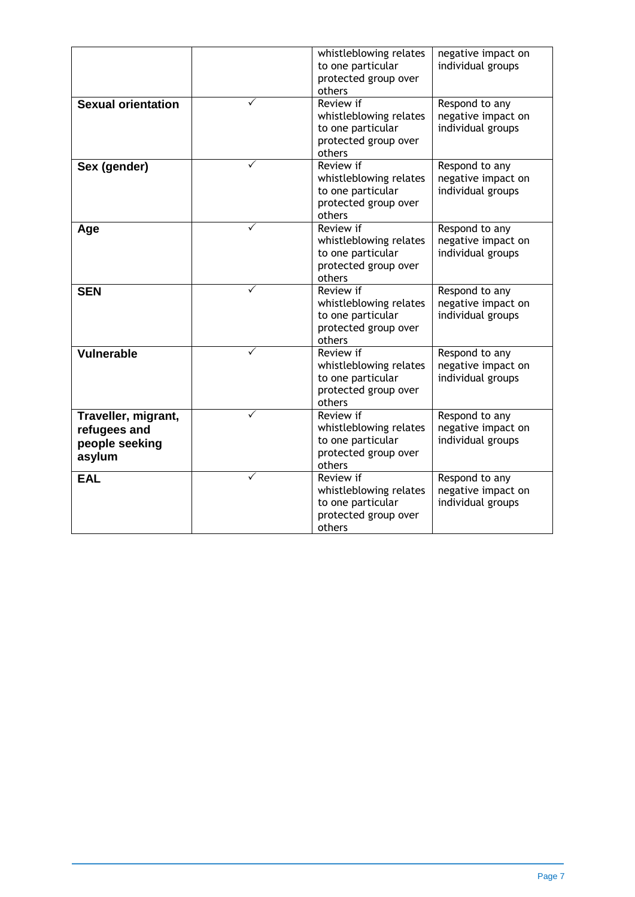| | | | |
|---|---|---|---|
| | | whistleblowing relates to one particular protected group over others | negative impact on individual groups |
| **Sexual orientation** | ✓ | Review if whistleblowing relates to one particular protected group over others | Respond to any negative impact on individual groups |
| **Sex (gender)** | ✓ | Review if whistleblowing relates to one particular protected group over others | Respond to any negative impact on individual groups |
| **Age** | ✓ | Review if whistleblowing relates to one particular protected group over others | Respond to any negative impact on individual groups |
| **SEN** | ✓ | Review if whistleblowing relates to one particular protected group over others | Respond to any negative impact on individual groups |
| **Vulnerable** | ✓ | Review if whistleblowing relates to one particular protected group over others | Respond to any negative impact on individual groups |
| **Traveller, migrant, refugees and people seeking asylum** | ✓ | Review if whistleblowing relates to one particular protected group over others | Respond to any negative impact on individual groups |
| **EAL** | ✓ | Review if whistleblowing relates to one particular protected group over others | Respond to any negative impact on individual groups |